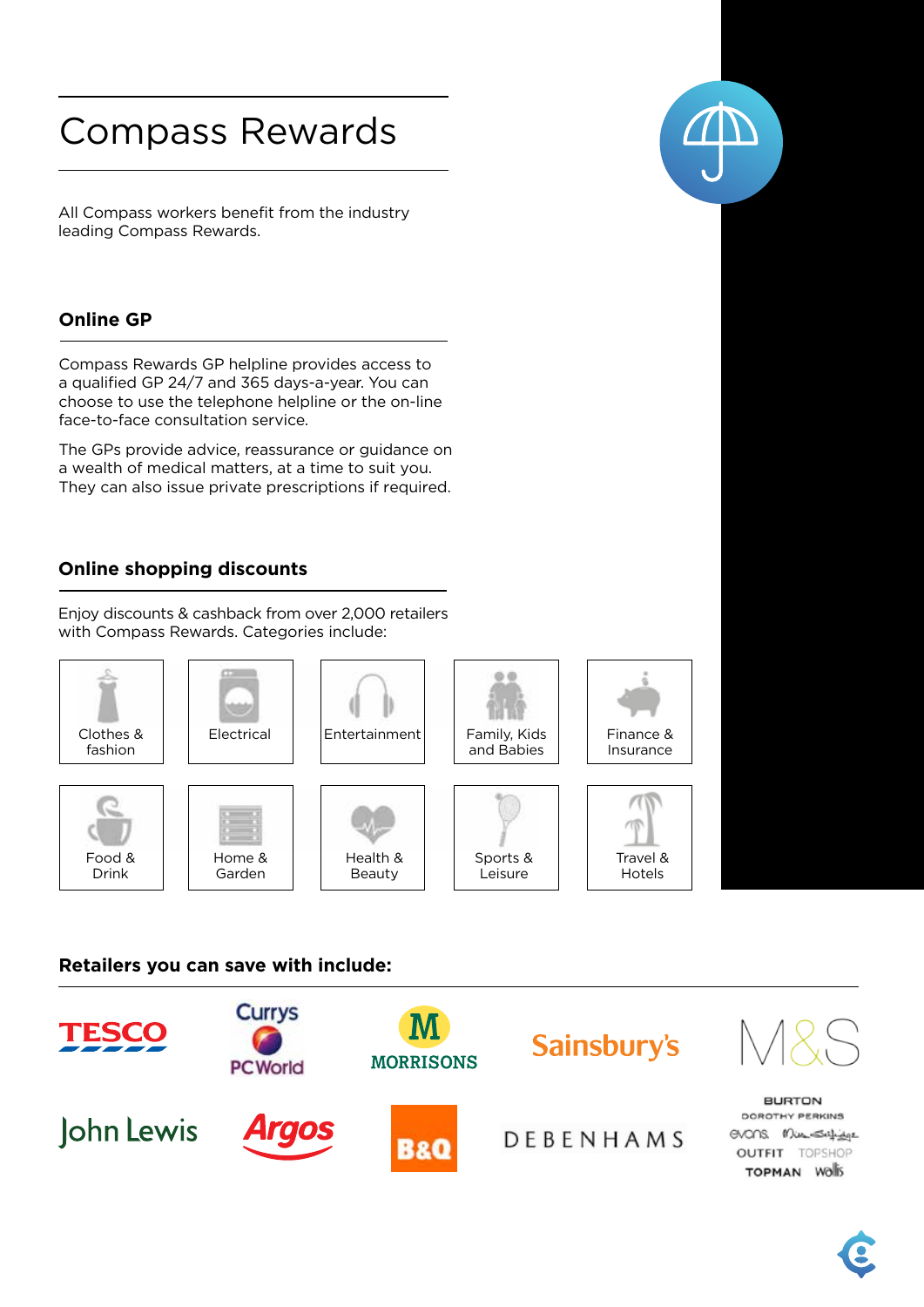# Compass Rewards

All Compass workers benefit from the industry leading Compass Rewards.

## Online GP

Compass Rewards GP helpline provides access to a qualified GP 24/7 and 365 days-a-year. You can choose to use the telephone helpline or the on-line face-to-face consultation service.

The GPs provide advice, reassurance or guidance on a wealth of medical matters, at a time to suit you. They can also issue private prescriptions if required.

## Online shopping discounts

Enjoy discounts & cashback from over 2,000 retailers with Compass Rewards. Categories include:

- Clothes & fashion
- Electrical
- Entertainment
- Family, Kids and Babies
- Finance & Insurance
- Food & Drink
- Home & Garden
- Health & Beauty
- Sports & Leisure
- Travel & Hotels

## Retailers you can save with include:

- TESCO
- Currys PC World
- Morrisons
- Sainsbury's
- M&S
- John Lewis
- Argos
- B&Q
- Debenhams
- Burton, Dorothy Perkins, Evans, Miss Selfridge, Outfit, Topshop, Topman, Wallis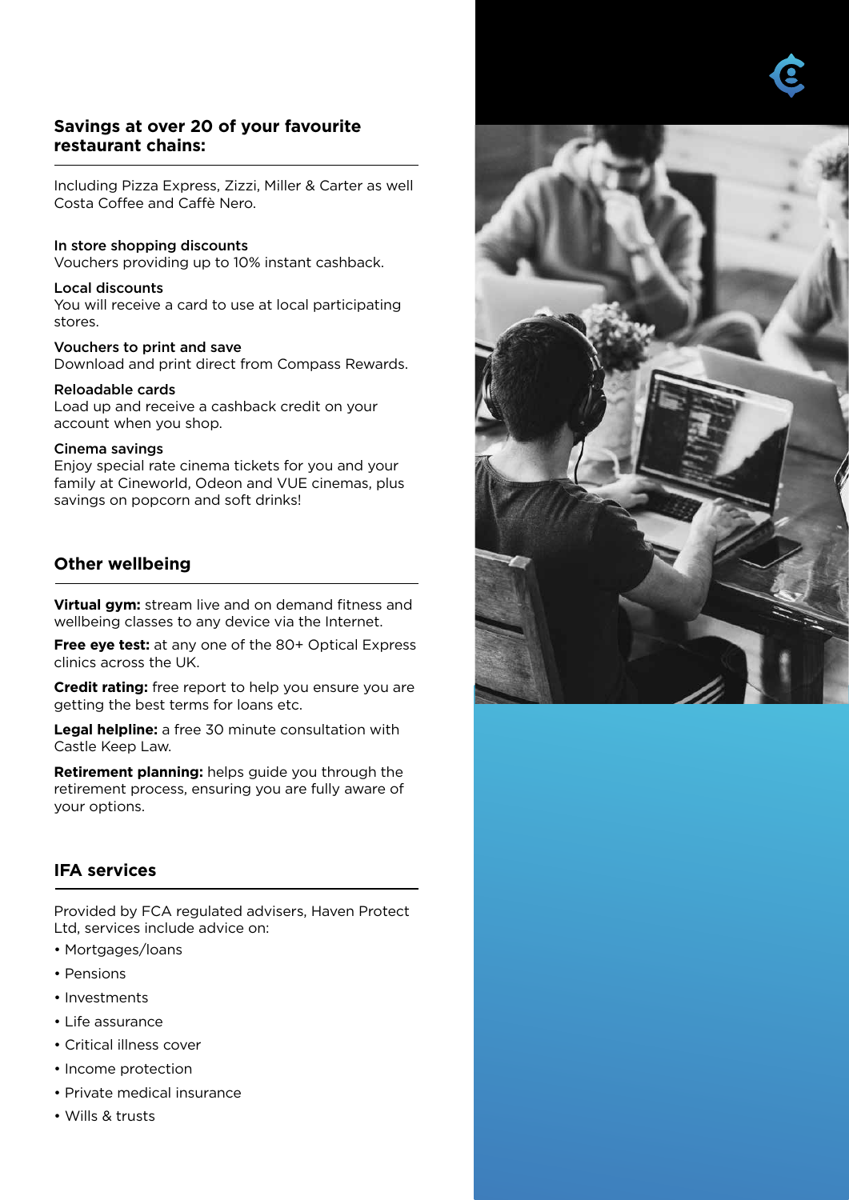## Savings at over 20 of your favourite restaurant chains:

Including Pizza Express, Zizzi, Miller & Carter as well Costa Coffee and Caffè Nero.

In store shopping discounts
Vouchers providing up to 10% instant cashback.

Local discounts
You will receive a card to use at local participating stores.

Vouchers to print and save
Download and print direct from Compass Rewards.

Reloadable cards
Load up and receive a cashback credit on your account when you shop.

Cinema savings
Enjoy special rate cinema tickets for you and your family at Cineworld, Odeon and VUE cinemas, plus savings on popcorn and soft drinks!

## Other wellbeing

**Virtual gym:** stream live and on demand fitness and wellbeing classes to any device via the Internet.

**Free eye test:** at any one of the 80+ Optical Express clinics across the UK.

**Credit rating:** free report to help you ensure you are getting the best terms for loans etc.

**Legal helpline:** a free 30 minute consultation with Castle Keep Law.

**Retirement planning:** helps guide you through the retirement process, ensuring you are fully aware of your options.

## IFA services

Provided by FCA regulated advisers, Haven Protect Ltd, services include advice on:

- Mortgages/loans
- Pensions
- Investments
- Life assurance
- Critical illness cover
- Income protection
- Private medical insurance
- Wills & trusts